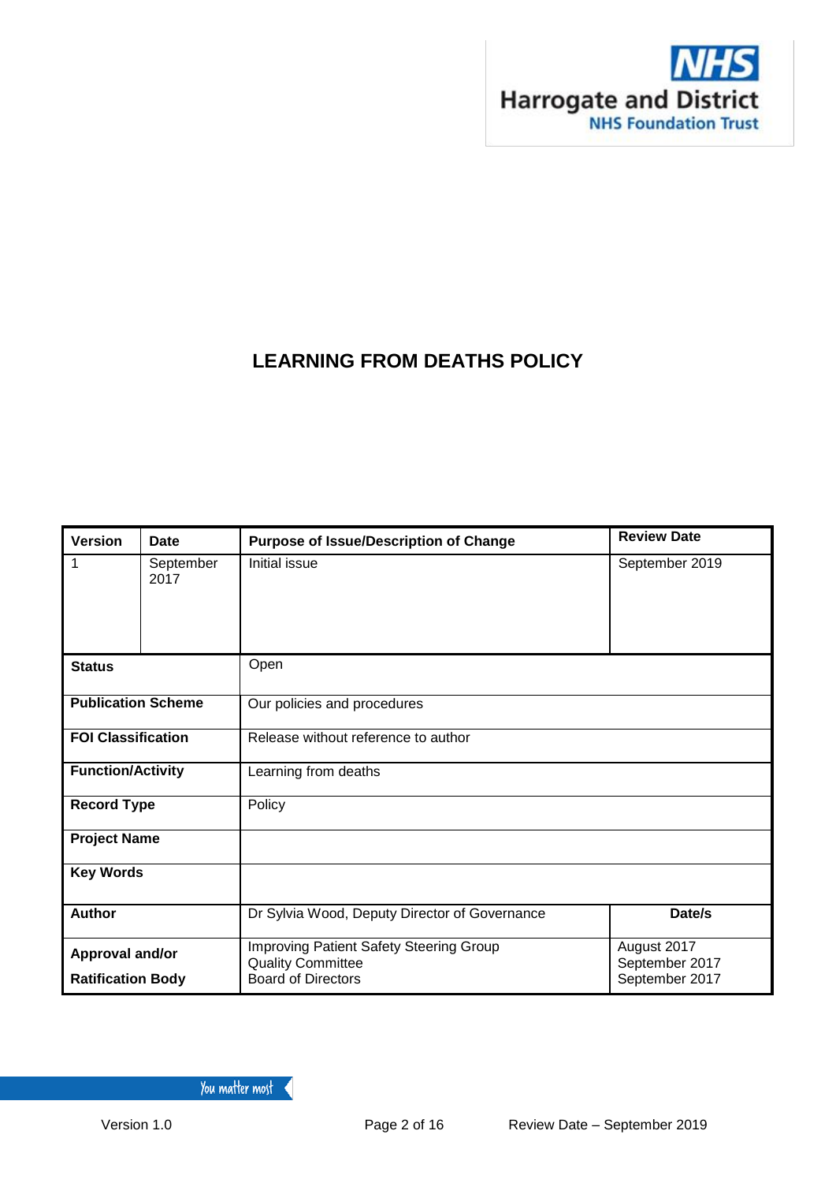Harrogate and District NHS Foundation Trust

# LEARNING FROM DEATHS POLICY

| Version | Date | Purpose of Issue/Description of Change | Review Date |
|---|---|---|---|
| 1 | September 2017 | Initial issue | September 2019 |
| **Status** | | Open | |
| **Publication Scheme** | | Our policies and procedures | |
| **FOI Classification** | | Release without reference to author | |
| **Function/Activity** | | Learning from deaths | |
| **Record Type** | | Policy | |
| **Project Name** | | | |
| **Key Words** | | | |
| **Author** | | Dr Sylvia Wood, Deputy Director of Governance | **Date/s** |
| **Approval and/or Ratification Body** | | Improving Patient Safety Steering Group<br>Quality Committee<br>Board of Directors | August 2017<br>September 2017<br>September 2017 |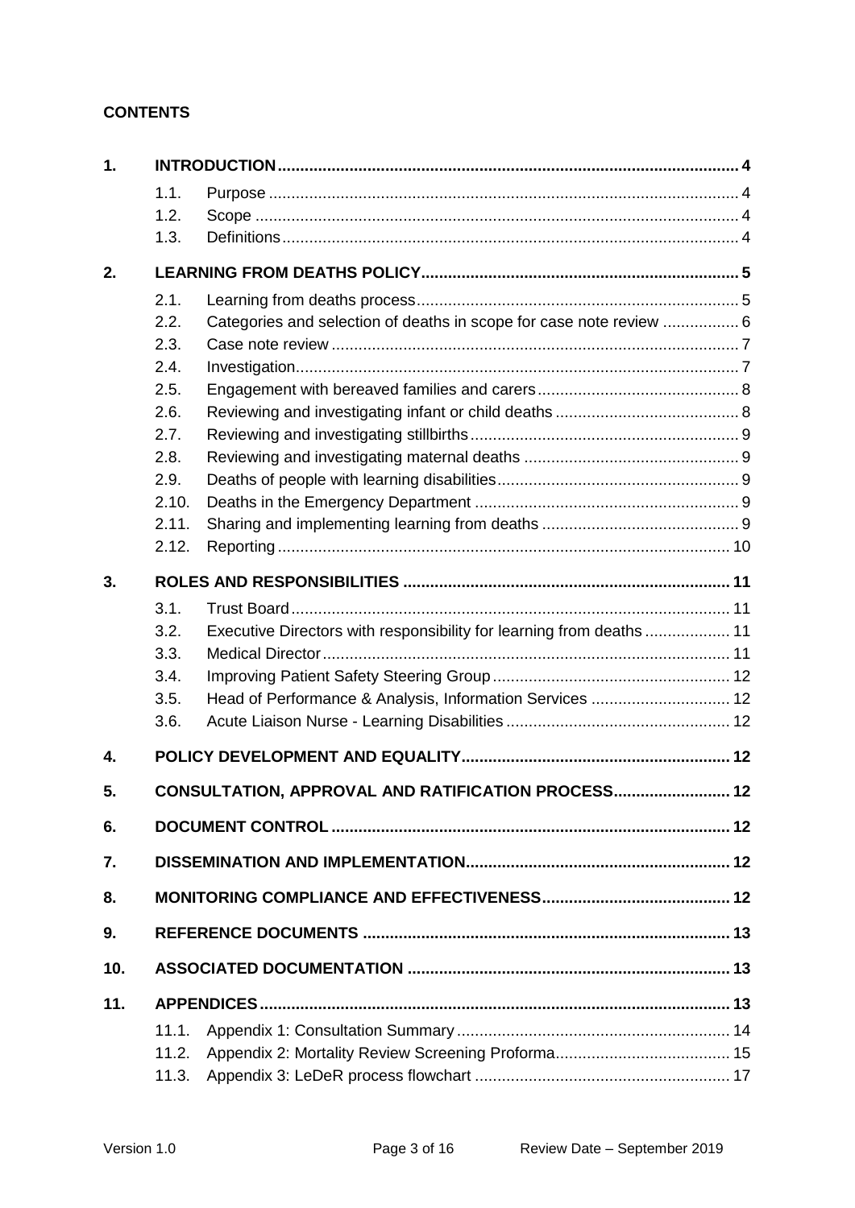**CONTENTS**

1. **INTRODUCTION** ..... 4
   - 1.1. Purpose ..... 4
   - 1.2. Scope ..... 4
   - 1.3. Definitions ..... 4
2. **LEARNING FROM DEATHS POLICY** ..... 5
   - 2.1. Learning from deaths process ..... 5
   - 2.2. Categories and selection of deaths in scope for case note review ..... 6
   - 2.3. Case note review ..... 7
   - 2.4. Investigation ..... 7
   - 2.5. Engagement with bereaved families and carers ..... 8
   - 2.6. Reviewing and investigating infant or child deaths ..... 8
   - 2.7. Reviewing and investigating stillbirths ..... 9
   - 2.8. Reviewing and investigating maternal deaths ..... 9
   - 2.9. Deaths of people with learning disabilities ..... 9
   - 2.10. Deaths in the Emergency Department ..... 9
   - 2.11. Sharing and implementing learning from deaths ..... 9
   - 2.12. Reporting ..... 10
3. **ROLES AND RESPONSIBILITIES** ..... 11
   - 3.1. Trust Board ..... 11
   - 3.2. Executive Directors with responsibility for learning from deaths ..... 11
   - 3.3. Medical Director ..... 11
   - 3.4. Improving Patient Safety Steering Group ..... 12
   - 3.5. Head of Performance & Analysis, Information Services ..... 12
   - 3.6. Acute Liaison Nurse - Learning Disabilities ..... 12
4. **POLICY DEVELOPMENT AND EQUALITY** ..... 12
5. **CONSULTATION, APPROVAL AND RATIFICATION PROCESS** ..... 12
6. **DOCUMENT CONTROL** ..... 12
7. **DISSEMINATION AND IMPLEMENTATION** ..... 12
8. **MONITORING COMPLIANCE AND EFFECTIVENESS** ..... 12
9. **REFERENCE DOCUMENTS** ..... 13
10. **ASSOCIATED DOCUMENTATION** ..... 13
11. **APPENDICES** ..... 13
    - 11.1. Appendix 1: Consultation Summary ..... 14
    - 11.2. Appendix 2: Mortality Review Screening Proforma ..... 15
    - 11.3. Appendix 3: LeDeR process flowchart ..... 17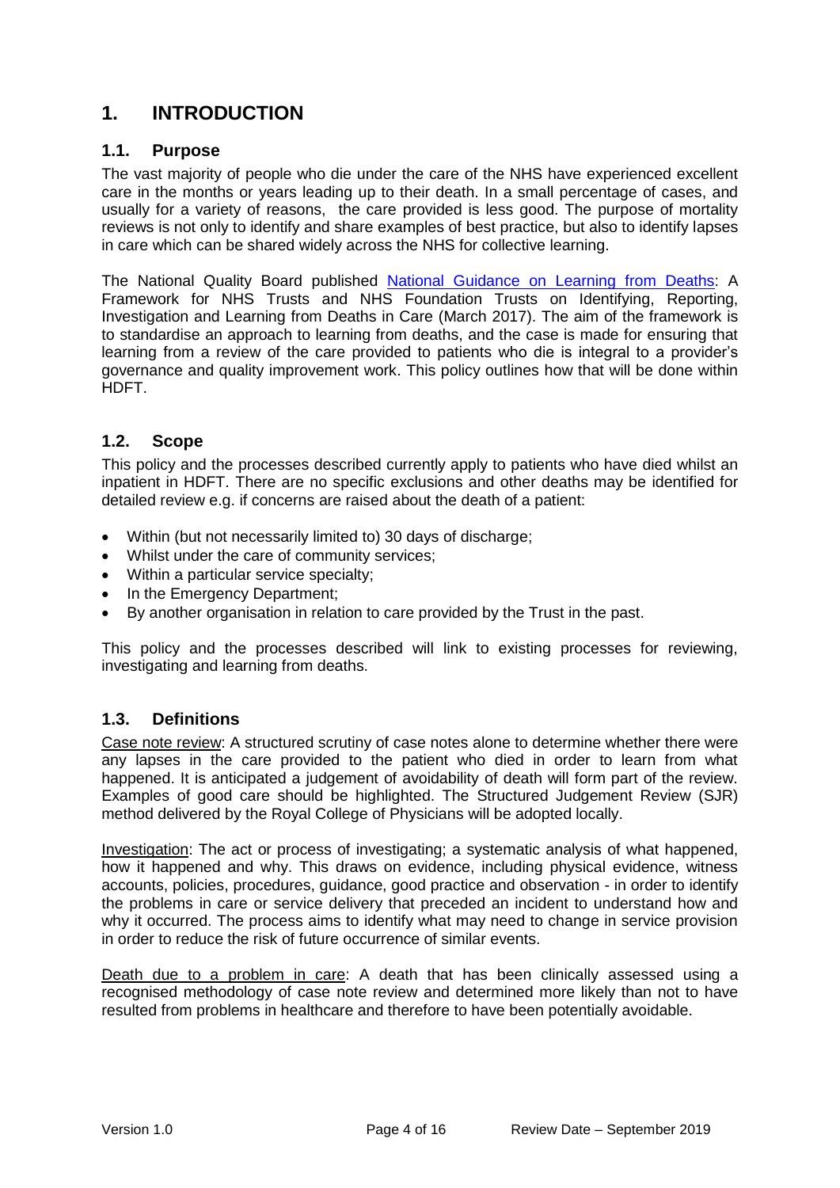# 1. INTRODUCTION

## 1.1. Purpose

The vast majority of people who die under the care of the NHS have experienced excellent care in the months or years leading up to their death. In a small percentage of cases, and usually for a variety of reasons, the care provided is less good. The purpose of mortality reviews is not only to identify and share examples of best practice, but also to identify lapses in care which can be shared widely across the NHS for collective learning.

The National Quality Board published National Guidance on Learning from Deaths: A Framework for NHS Trusts and NHS Foundation Trusts on Identifying, Reporting, Investigation and Learning from Deaths in Care (March 2017). The aim of the framework is to standardise an approach to learning from deaths, and the case is made for ensuring that learning from a review of the care provided to patients who die is integral to a provider's governance and quality improvement work. This policy outlines how that will be done within HDFT.

## 1.2. Scope

This policy and the processes described currently apply to patients who have died whilst an inpatient in HDFT. There are no specific exclusions and other deaths may be identified for detailed review e.g. if concerns are raised about the death of a patient:

- Within (but not necessarily limited to) 30 days of discharge;
- Whilst under the care of community services;
- Within a particular service specialty;
- In the Emergency Department;
- By another organisation in relation to care provided by the Trust in the past.

This policy and the processes described will link to existing processes for reviewing, investigating and learning from deaths.

## 1.3. Definitions

Case note review: A structured scrutiny of case notes alone to determine whether there were any lapses in the care provided to the patient who died in order to learn from what happened. It is anticipated a judgement of avoidability of death will form part of the review. Examples of good care should be highlighted. The Structured Judgement Review (SJR) method delivered by the Royal College of Physicians will be adopted locally.

Investigation: The act or process of investigating; a systematic analysis of what happened, how it happened and why. This draws on evidence, including physical evidence, witness accounts, policies, procedures, guidance, good practice and observation - in order to identify the problems in care or service delivery that preceded an incident to understand how and why it occurred. The process aims to identify what may need to change in service provision in order to reduce the risk of future occurrence of similar events.

Death due to a problem in care: A death that has been clinically assessed using a recognised methodology of case note review and determined more likely than not to have resulted from problems in healthcare and therefore to have been potentially avoidable.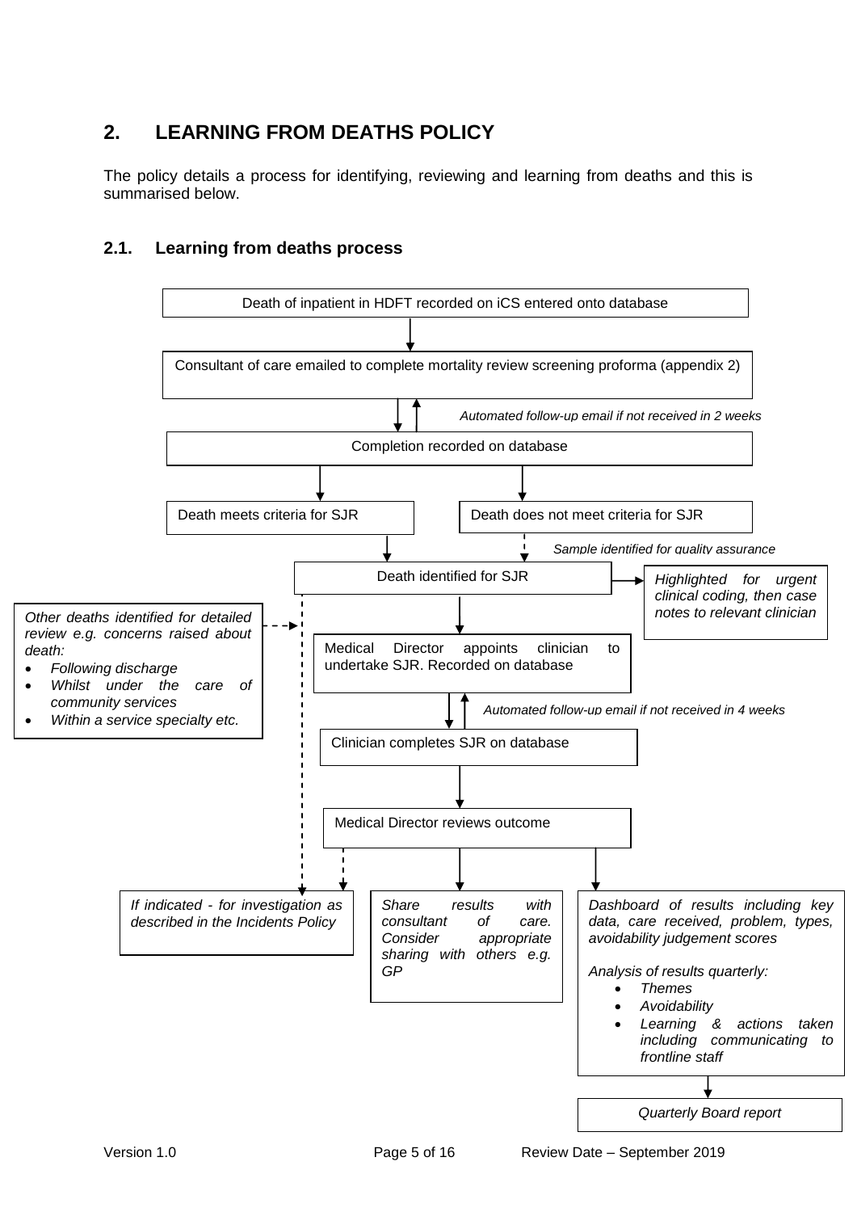## 2. LEARNING FROM DEATHS POLICY

The policy details a process for identifying, reviewing and learning from deaths and this is summarised below.

### 2.1. Learning from deaths process

Death of inpatient in HDFT recorded on iCS entered onto database

↓

Consultant of care emailed to complete mortality review screening proforma (appendix 2)

↓↑ *Automated follow-up email if not received in 2 weeks*

Completion recorded on database

↓

- Death meets criteria for SJR
- Death does not meet criteria for SJR → *Sample identified for quality assurance*

↓

Death identified for SJR → *Highlighted for urgent clinical coding, then case notes to relevant clinician*

*Other deaths identified for detailed review e.g. concerns raised about death:*

- *Following discharge*
- *Whilst under the care of community services*
- *Within a service specialty etc.*

↓

Medical Director appoints clinician to undertake SJR. Recorded on database

↓↑ *Automated follow-up email if not received in 4 weeks*

Clinician completes SJR on database

↓

Medical Director reviews outcome

↓

- *If indicated - for investigation as described in the Incidents Policy*
- *Share results with consultant of care. Consider appropriate sharing with others e.g. GP*
- *Dashboard of results including key data, care received, problem, types, avoidability judgement scores*

  *Analysis of results quarterly:*
  - *Themes*
  - *Avoidability*
  - *Learning & actions taken including communicating to frontline staff*

  ↓

  *Quarterly Board report*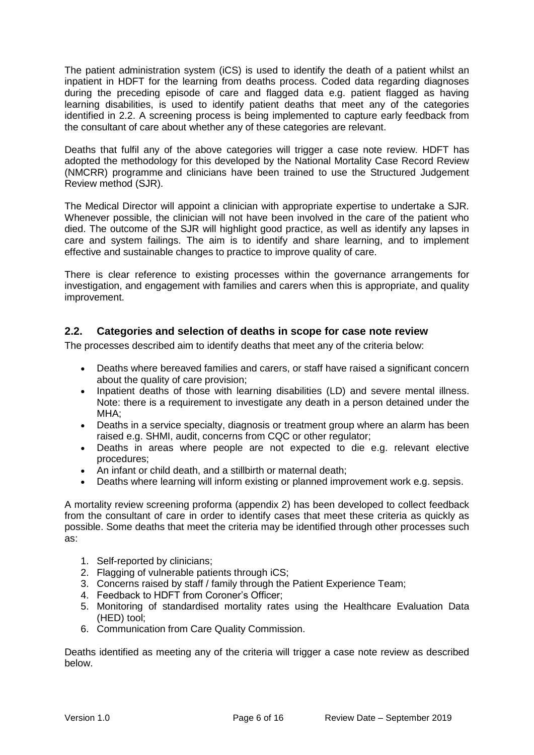The patient administration system (iCS) is used to identify the death of a patient whilst an inpatient in HDFT for the learning from deaths process. Coded data regarding diagnoses during the preceding episode of care and flagged data e.g. patient flagged as having learning disabilities, is used to identify patient deaths that meet any of the categories identified in 2.2. A screening process is being implemented to capture early feedback from the consultant of care about whether any of these categories are relevant.

Deaths that fulfil any of the above categories will trigger a case note review. HDFT has adopted the methodology for this developed by the National Mortality Case Record Review (NMCRR) programme and clinicians have been trained to use the Structured Judgement Review method (SJR).

The Medical Director will appoint a clinician with appropriate expertise to undertake a SJR. Whenever possible, the clinician will not have been involved in the care of the patient who died. The outcome of the SJR will highlight good practice, as well as identify any lapses in care and system failings. The aim is to identify and share learning, and to implement effective and sustainable changes to practice to improve quality of care.

There is clear reference to existing processes within the governance arrangements for investigation, and engagement with families and carers when this is appropriate, and quality improvement.

## 2.2. Categories and selection of deaths in scope for case note review

The processes described aim to identify deaths that meet any of the criteria below:

- Deaths where bereaved families and carers, or staff have raised a significant concern about the quality of care provision;
- Inpatient deaths of those with learning disabilities (LD) and severe mental illness. Note: there is a requirement to investigate any death in a person detained under the MHA;
- Deaths in a service specialty, diagnosis or treatment group where an alarm has been raised e.g. SHMI, audit, concerns from CQC or other regulator;
- Deaths in areas where people are not expected to die e.g. relevant elective procedures;
- An infant or child death, and a stillbirth or maternal death;
- Deaths where learning will inform existing or planned improvement work e.g. sepsis.

A mortality review screening proforma (appendix 2) has been developed to collect feedback from the consultant of care in order to identify cases that meet these criteria as quickly as possible. Some deaths that meet the criteria may be identified through other processes such as:

1. Self-reported by clinicians;
2. Flagging of vulnerable patients through iCS;
3. Concerns raised by staff / family through the Patient Experience Team;
4. Feedback to HDFT from Coroner's Officer;
5. Monitoring of standardised mortality rates using the Healthcare Evaluation Data (HED) tool;
6. Communication from Care Quality Commission.

Deaths identified as meeting any of the criteria will trigger a case note review as described below.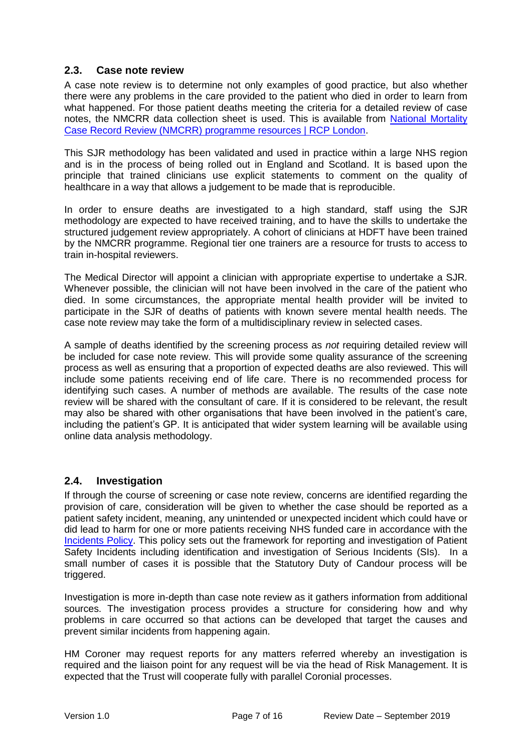## 2.3. Case note review

A case note review is to determine not only examples of good practice, but also whether there were any problems in the care provided to the patient who died in order to learn from what happened. For those patient deaths meeting the criteria for a detailed review of case notes, the NMCRR data collection sheet is used. This is available from [National Mortality Case Record Review (NMCRR) programme resources | RCP London](National Mortality Case Record Review (NMCRR) programme resources | RCP London).

This SJR methodology has been validated and used in practice within a large NHS region and is in the process of being rolled out in England and Scotland. It is based upon the principle that trained clinicians use explicit statements to comment on the quality of healthcare in a way that allows a judgement to be made that is reproducible.

In order to ensure deaths are investigated to a high standard, staff using the SJR methodology are expected to have received training, and to have the skills to undertake the structured judgement review appropriately. A cohort of clinicians at HDFT have been trained by the NMCRR programme. Regional tier one trainers are a resource for trusts to access to train in-hospital reviewers.

The Medical Director will appoint a clinician with appropriate expertise to undertake a SJR. Whenever possible, the clinician will not have been involved in the care of the patient who died. In some circumstances, the appropriate mental health provider will be invited to participate in the SJR of deaths of patients with known severe mental health needs. The case note review may take the form of a multidisciplinary review in selected cases.

A sample of deaths identified by the screening process as *not* requiring detailed review will be included for case note review. This will provide some quality assurance of the screening process as well as ensuring that a proportion of expected deaths are also reviewed. This will include some patients receiving end of life care. There is no recommended process for identifying such cases. A number of methods are available. The results of the case note review will be shared with the consultant of care. If it is considered to be relevant, the result may also be shared with other organisations that have been involved in the patient's care, including the patient's GP. It is anticipated that wider system learning will be available using online data analysis methodology.

## 2.4. Investigation

If through the course of screening or case note review, concerns are identified regarding the provision of care, consideration will be given to whether the case should be reported as a patient safety incident, meaning, any unintended or unexpected incident which could have or did lead to harm for one or more patients receiving NHS funded care in accordance with the Incidents Policy. This policy sets out the framework for reporting and investigation of Patient Safety Incidents including identification and investigation of Serious Incidents (SIs). In a small number of cases it is possible that the Statutory Duty of Candour process will be triggered.

Investigation is more in-depth than case note review as it gathers information from additional sources. The investigation process provides a structure for considering how and why problems in care occurred so that actions can be developed that target the causes and prevent similar incidents from happening again.

HM Coroner may request reports for any matters referred whereby an investigation is required and the liaison point for any request will be via the head of Risk Management. It is expected that the Trust will cooperate fully with parallel Coronial processes.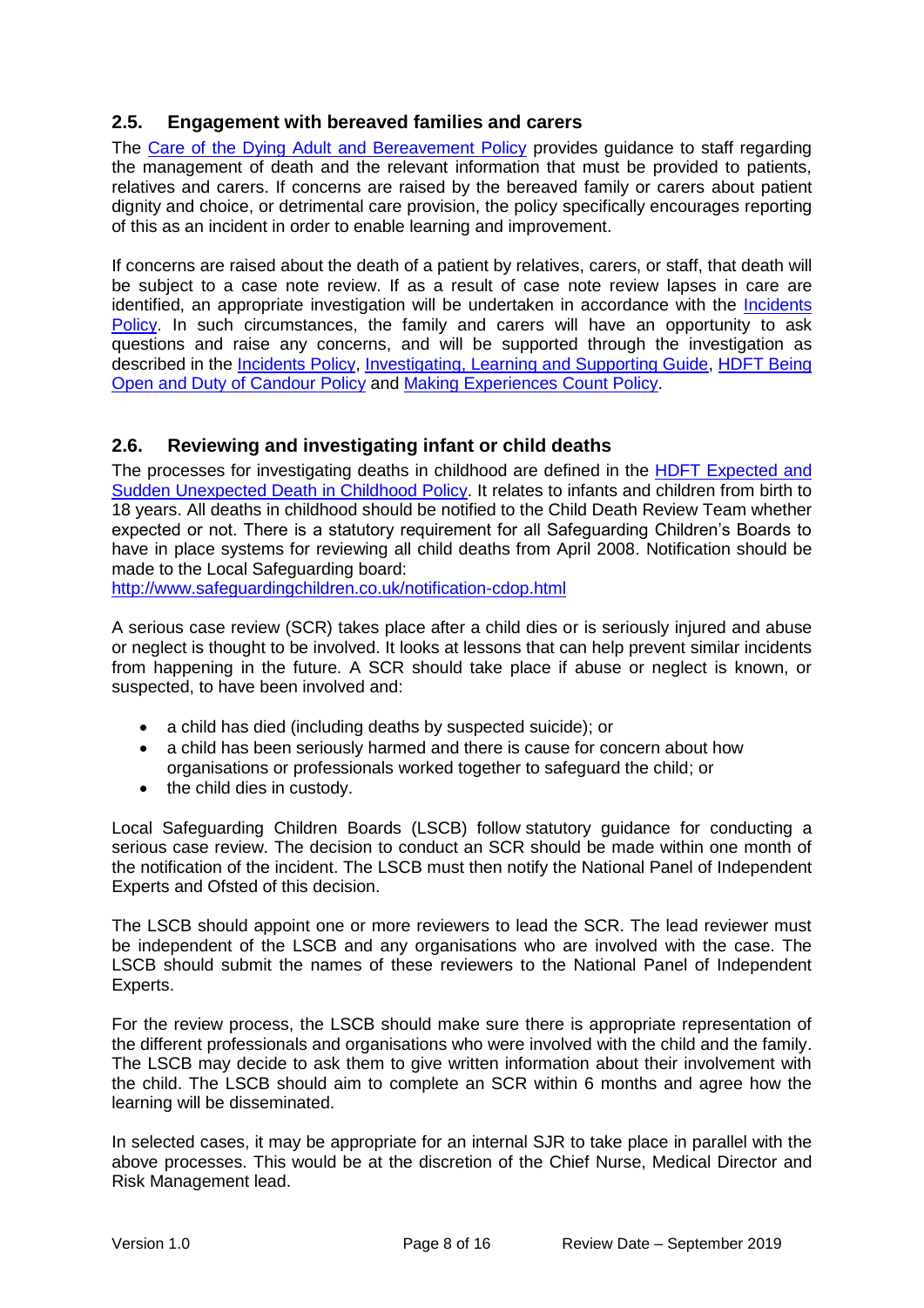## 2.5. Engagement with bereaved families and carers

The [Care of the Dying Adult and Bereavement Policy](#) provides guidance to staff regarding the management of death and the relevant information that must be provided to patients, relatives and carers. If concerns are raised by the bereaved family or carers about patient dignity and choice, or detrimental care provision, the policy specifically encourages reporting of this as an incident in order to enable learning and improvement.

If concerns are raised about the death of a patient by relatives, carers, or staff, that death will be subject to a case note review. If as a result of case note review lapses in care are identified, an appropriate investigation will be undertaken in accordance with the [Incidents Policy](#). In such circumstances, the family and carers will have an opportunity to ask questions and raise any concerns, and will be supported through the investigation as described in the [Incidents Policy](#), [Investigating, Learning and Supporting Guide](#), [HDFT Being Open and Duty of Candour Policy](#) and [Making Experiences Count Policy](#).

## 2.6. Reviewing and investigating infant or child deaths

The processes for investigating deaths in childhood are defined in the [HDFT Expected and Sudden Unexpected Death in Childhood Policy](#). It relates to infants and children from birth to 18 years. All deaths in childhood should be notified to the Child Death Review Team whether expected or not. There is a statutory requirement for all Safeguarding Children's Boards to have in place systems for reviewing all child deaths from April 2008. Notification should be made to the Local Safeguarding board:
http://www.safeguardingchildren.co.uk/notification-cdop.html

A serious case review (SCR) takes place after a child dies or is seriously injured and abuse or neglect is thought to be involved. It looks at lessons that can help prevent similar incidents from happening in the future. A SCR should take place if abuse or neglect is known, or suspected, to have been involved and:

- a child has died (including deaths by suspected suicide); or
- a child has been seriously harmed and there is cause for concern about how organisations or professionals worked together to safeguard the child; or
- the child dies in custody.

Local Safeguarding Children Boards (LSCB) follow statutory guidance for conducting a serious case review. The decision to conduct an SCR should be made within one month of the notification of the incident. The LSCB must then notify the National Panel of Independent Experts and Ofsted of this decision.

The LSCB should appoint one or more reviewers to lead the SCR. The lead reviewer must be independent of the LSCB and any organisations who are involved with the case. The LSCB should submit the names of these reviewers to the National Panel of Independent Experts.

For the review process, the LSCB should make sure there is appropriate representation of the different professionals and organisations who were involved with the child and the family. The LSCB may decide to ask them to give written information about their involvement with the child. The LSCB should aim to complete an SCR within 6 months and agree how the learning will be disseminated.

In selected cases, it may be appropriate for an internal SJR to take place in parallel with the above processes. This would be at the discretion of the Chief Nurse, Medical Director and Risk Management lead.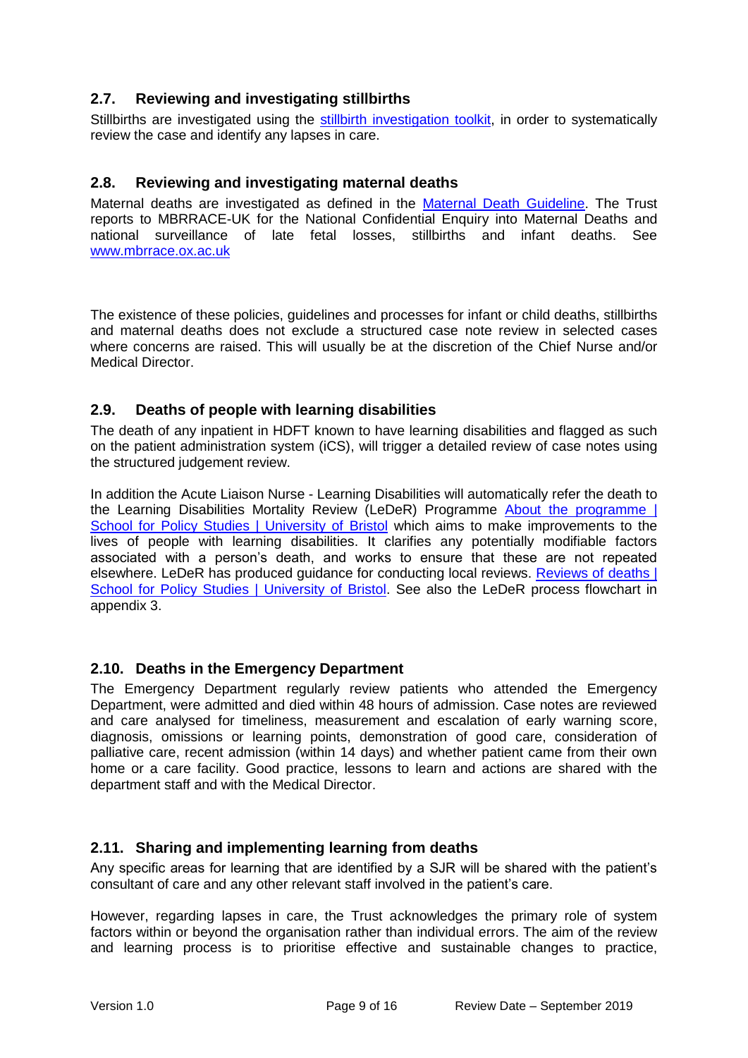## 2.7. Reviewing and investigating stillbirths

Stillbirths are investigated using the [stillbirth investigation toolkit](), in order to systematically review the case and identify any lapses in care.

## 2.8. Reviewing and investigating maternal deaths

Maternal deaths are investigated as defined in the [Maternal Death Guideline](). The Trust reports to MBRRACE-UK for the National Confidential Enquiry into Maternal Deaths and national surveillance of late fetal losses, stillbirths and infant deaths. See [www.mbrrace.ox.ac.uk](www.mbrrace.ox.ac.uk)

The existence of these policies, guidelines and processes for infant or child deaths, stillbirths and maternal deaths does not exclude a structured case note review in selected cases where concerns are raised. This will usually be at the discretion of the Chief Nurse and/or Medical Director.

## 2.9. Deaths of people with learning disabilities

The death of any inpatient in HDFT known to have learning disabilities and flagged as such on the patient administration system (iCS), will trigger a detailed review of case notes using the structured judgement review.

In addition the Acute Liaison Nurse - Learning Disabilities will automatically refer the death to the Learning Disabilities Mortality Review (LeDeR) Programme [About the programme | School for Policy Studies | University of Bristol]() which aims to make improvements to the lives of people with learning disabilities. It clarifies any potentially modifiable factors associated with a person's death, and works to ensure that these are not repeated elsewhere. LeDeR has produced guidance for conducting local reviews. [Reviews of deaths | School for Policy Studies | University of Bristol](). See also the LeDeR process flowchart in appendix 3.

## 2.10. Deaths in the Emergency Department

The Emergency Department regularly review patients who attended the Emergency Department, were admitted and died within 48 hours of admission. Case notes are reviewed and care analysed for timeliness, measurement and escalation of early warning score, diagnosis, omissions or learning points, demonstration of good care, consideration of palliative care, recent admission (within 14 days) and whether patient came from their own home or a care facility. Good practice, lessons to learn and actions are shared with the department staff and with the Medical Director.

## 2.11. Sharing and implementing learning from deaths

Any specific areas for learning that are identified by a SJR will be shared with the patient's consultant of care and any other relevant staff involved in the patient's care.

However, regarding lapses in care, the Trust acknowledges the primary role of system factors within or beyond the organisation rather than individual errors. The aim of the review and learning process is to prioritise effective and sustainable changes to practice,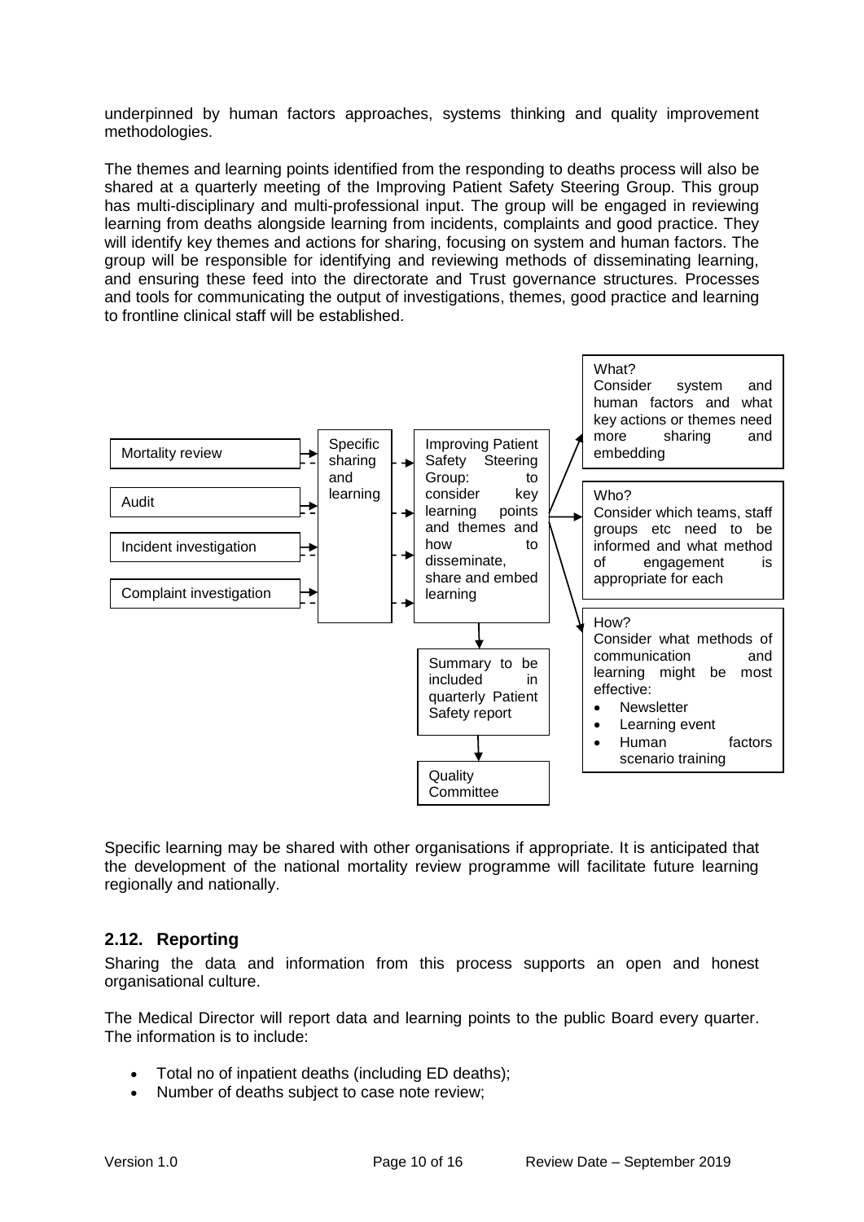underpinned by human factors approaches, systems thinking and quality improvement methodologies.

The themes and learning points identified from the responding to deaths process will also be shared at a quarterly meeting of the Improving Patient Safety Steering Group. This group has multi-disciplinary and multi-professional input. The group will be engaged in reviewing learning from deaths alongside learning from incidents, complaints and good practice. They will identify key themes and actions for sharing, focusing on system and human factors. The group will be responsible for identifying and reviewing methods of disseminating learning, and ensuring these feed into the directorate and Trust governance structures. Processes and tools for communicating the output of investigations, themes, good practice and learning to frontline clinical staff will be established.

Mortality review

Audit

Incident investigation

Complaint investigation

Specific sharing and learning

Improving Patient Safety Steering Group: to consider key learning points and themes and how to disseminate, share and embed learning

What?
Consider system and human factors and what key actions or themes need more sharing and embedding

Who?
Consider which teams, staff groups etc need to be informed and what method of engagement is appropriate for each

How?
Consider what methods of communication and learning might be most effective:

- Newsletter
- Learning event
- Human factors scenario training

Summary to be included in quarterly Patient Safety report

Quality Committee

Specific learning may be shared with other organisations if appropriate. It is anticipated that the development of the national mortality review programme will facilitate future learning regionally and nationally.

## 2.12. Reporting

Sharing the data and information from this process supports an open and honest organisational culture.

The Medical Director will report data and learning points to the public Board every quarter. The information is to include:

- Total no of inpatient deaths (including ED deaths);
- Number of deaths subject to case note review;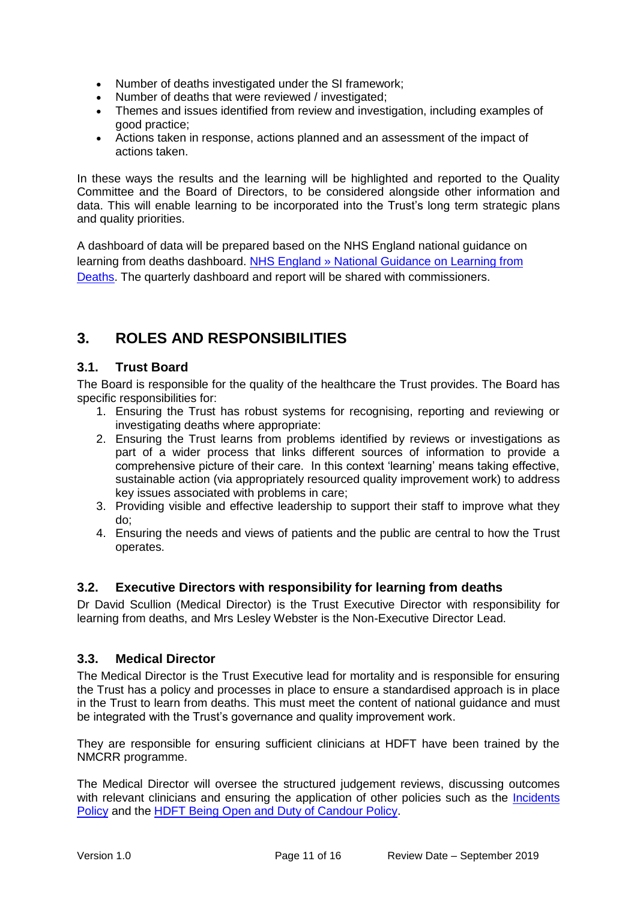- Number of deaths investigated under the SI framework;
- Number of deaths that were reviewed / investigated;
- Themes and issues identified from review and investigation, including examples of good practice;
- Actions taken in response, actions planned and an assessment of the impact of actions taken.

In these ways the results and the learning will be highlighted and reported to the Quality Committee and the Board of Directors, to be considered alongside other information and data. This will enable learning to be incorporated into the Trust's long term strategic plans and quality priorities.

A dashboard of data will be prepared based on the NHS England national guidance on learning from deaths dashboard. [NHS England » National Guidance on Learning from Deaths](). The quarterly dashboard and report will be shared with commissioners.

## 3. ROLES AND RESPONSIBILITIES

### 3.1. Trust Board

The Board is responsible for the quality of the healthcare the Trust provides. The Board has specific responsibilities for:

1. Ensuring the Trust has robust systems for recognising, reporting and reviewing or investigating deaths where appropriate:
2. Ensuring the Trust learns from problems identified by reviews or investigations as part of a wider process that links different sources of information to provide a comprehensive picture of their care. In this context 'learning' means taking effective, sustainable action (via appropriately resourced quality improvement work) to address key issues associated with problems in care;
3. Providing visible and effective leadership to support their staff to improve what they do;
4. Ensuring the needs and views of patients and the public are central to how the Trust operates.

### 3.2. Executive Directors with responsibility for learning from deaths

Dr David Scullion (Medical Director) is the Trust Executive Director with responsibility for learning from deaths, and Mrs Lesley Webster is the Non-Executive Director Lead.

### 3.3. Medical Director

The Medical Director is the Trust Executive lead for mortality and is responsible for ensuring the Trust has a policy and processes in place to ensure a standardised approach is in place in the Trust to learn from deaths. This must meet the content of national guidance and must be integrated with the Trust's governance and quality improvement work.

They are responsible for ensuring sufficient clinicians at HDFT have been trained by the NMCRR programme.

The Medical Director will oversee the structured judgement reviews, discussing outcomes with relevant clinicians and ensuring the application of other policies such as the [Incidents Policy]() and the [HDFT Being Open and Duty of Candour Policy]().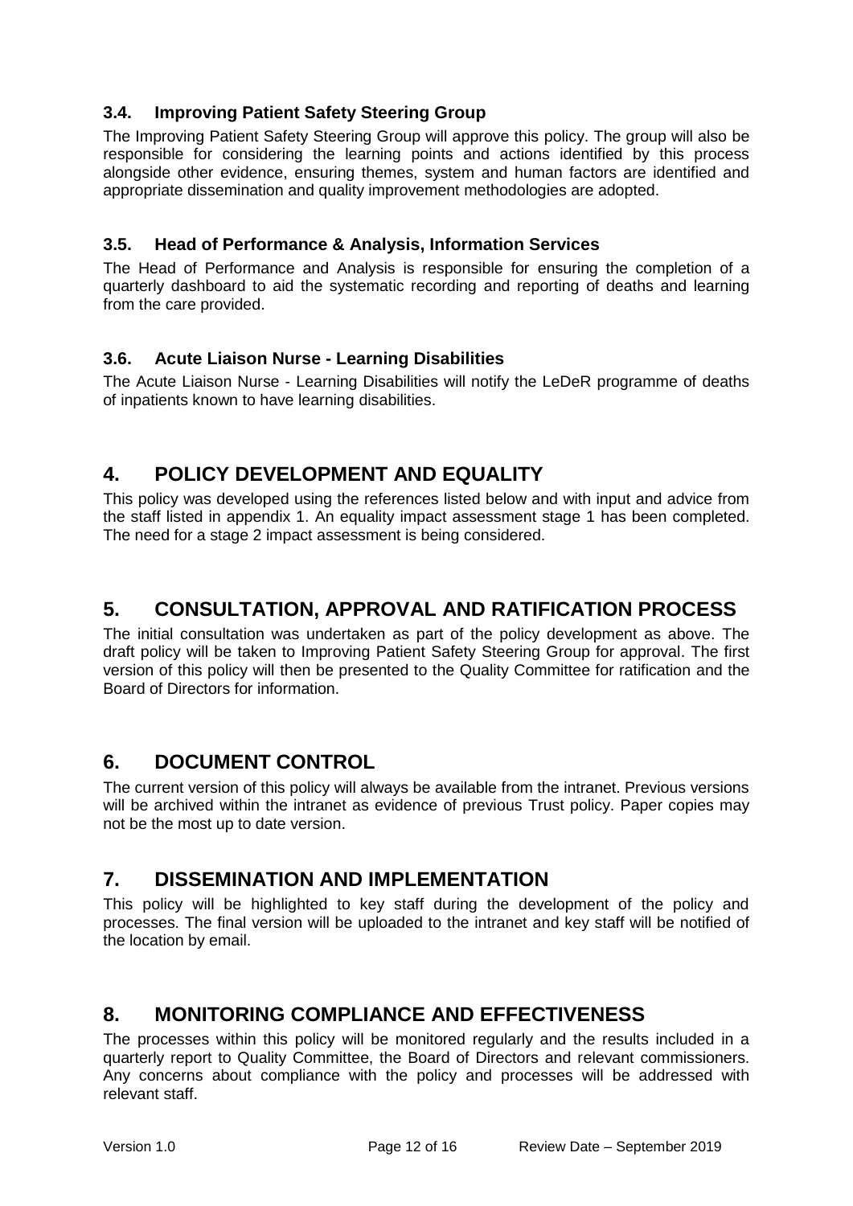### 3.4. Improving Patient Safety Steering Group

The Improving Patient Safety Steering Group will approve this policy. The group will also be responsible for considering the learning points and actions identified by this process alongside other evidence, ensuring themes, system and human factors are identified and appropriate dissemination and quality improvement methodologies are adopted.

### 3.5. Head of Performance & Analysis, Information Services

The Head of Performance and Analysis is responsible for ensuring the completion of a quarterly dashboard to aid the systematic recording and reporting of deaths and learning from the care provided.

### 3.6. Acute Liaison Nurse - Learning Disabilities

The Acute Liaison Nurse - Learning Disabilities will notify the LeDeR programme of deaths of inpatients known to have learning disabilities.

## 4. POLICY DEVELOPMENT AND EQUALITY

This policy was developed using the references listed below and with input and advice from the staff listed in appendix 1. An equality impact assessment stage 1 has been completed. The need for a stage 2 impact assessment is being considered.

## 5. CONSULTATION, APPROVAL AND RATIFICATION PROCESS

The initial consultation was undertaken as part of the policy development as above. The draft policy will be taken to Improving Patient Safety Steering Group for approval. The first version of this policy will then be presented to the Quality Committee for ratification and the Board of Directors for information.

## 6. DOCUMENT CONTROL

The current version of this policy will always be available from the intranet. Previous versions will be archived within the intranet as evidence of previous Trust policy. Paper copies may not be the most up to date version.

## 7. DISSEMINATION AND IMPLEMENTATION

This policy will be highlighted to key staff during the development of the policy and processes. The final version will be uploaded to the intranet and key staff will be notified of the location by email.

## 8. MONITORING COMPLIANCE AND EFFECTIVENESS

The processes within this policy will be monitored regularly and the results included in a quarterly report to Quality Committee, the Board of Directors and relevant commissioners. Any concerns about compliance with the policy and processes will be addressed with relevant staff.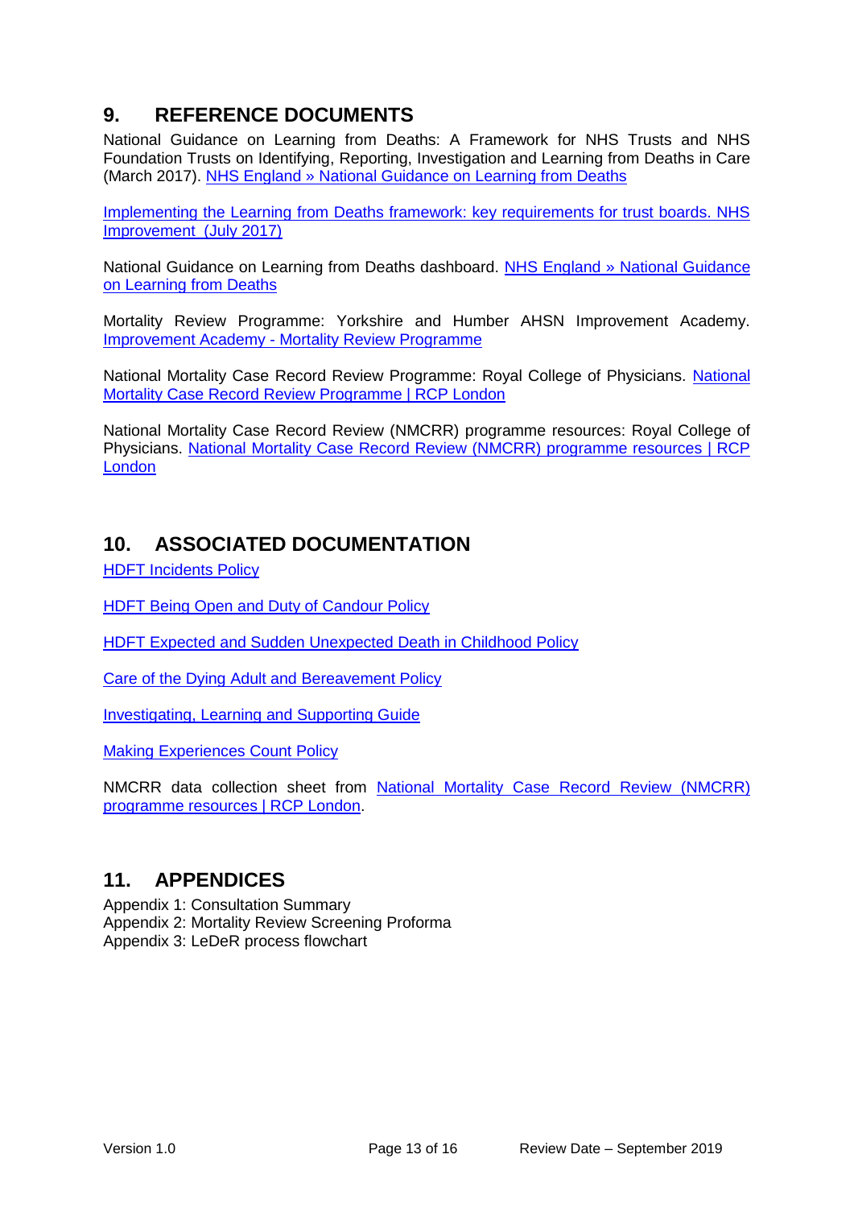## 9. REFERENCE DOCUMENTS

National Guidance on Learning from Deaths: A Framework for NHS Trusts and NHS Foundation Trusts on Identifying, Reporting, Investigation and Learning from Deaths in Care (March 2017). NHS England » National Guidance on Learning from Deaths

Implementing the Learning from Deaths framework: key requirements for trust boards. NHS Improvement (July 2017)

National Guidance on Learning from Deaths dashboard. NHS England » National Guidance on Learning from Deaths

Mortality Review Programme: Yorkshire and Humber AHSN Improvement Academy. Improvement Academy - Mortality Review Programme

National Mortality Case Record Review Programme: Royal College of Physicians. National Mortality Case Record Review Programme | RCP London

National Mortality Case Record Review (NMCRR) programme resources: Royal College of Physicians. National Mortality Case Record Review (NMCRR) programme resources | RCP London

## 10. ASSOCIATED DOCUMENTATION

HDFT Incidents Policy

HDFT Being Open and Duty of Candour Policy

HDFT Expected and Sudden Unexpected Death in Childhood Policy

Care of the Dying Adult and Bereavement Policy

Investigating, Learning and Supporting Guide

Making Experiences Count Policy

NMCRR data collection sheet from National Mortality Case Record Review (NMCRR) programme resources | RCP London.

## 11. APPENDICES

Appendix 1: Consultation Summary
Appendix 2: Mortality Review Screening Proforma
Appendix 3: LeDeR process flowchart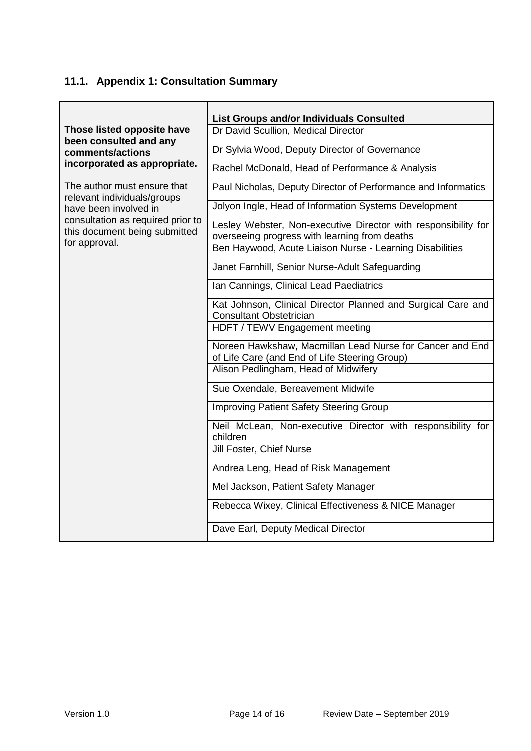## 11.1. Appendix 1: Consultation Summary

| | List Groups and/or Individuals Consulted |
|---|---|
| **Those listed opposite have been consulted and any comments/actions incorporated as appropriate.**<br><br>The author must ensure that relevant individuals/groups have been involved in consultation as required prior to this document being submitted for approval. | Dr David Scullion, Medical Director |
| | Dr Sylvia Wood, Deputy Director of Governance |
| | Rachel McDonald, Head of Performance & Analysis |
| | Paul Nicholas, Deputy Director of Performance and Informatics |
| | Jolyon Ingle, Head of Information Systems Development |
| | Lesley Webster, Non-executive Director with responsibility for overseeing progress with learning from deaths |
| | Ben Haywood, Acute Liaison Nurse - Learning Disabilities |
| | Janet Farnhill, Senior Nurse-Adult Safeguarding |
| | Ian Cannings, Clinical Lead Paediatrics |
| | Kat Johnson, Clinical Director Planned and Surgical Care and Consultant Obstetrician |
| | HDFT / TEWV Engagement meeting |
| | Noreen Hawkshaw, Macmillan Lead Nurse for Cancer and End of Life Care (and End of Life Steering Group) |
| | Alison Pedlingham, Head of Midwifery |
| | Sue Oxendale, Bereavement Midwife |
| | Improving Patient Safety Steering Group |
| | Neil McLean, Non-executive Director with responsibility for children |
| | Jill Foster, Chief Nurse |
| | Andrea Leng, Head of Risk Management |
| | Mel Jackson, Patient Safety Manager |
| | Rebecca Wixey, Clinical Effectiveness & NICE Manager |
| | Dave Earl, Deputy Medical Director |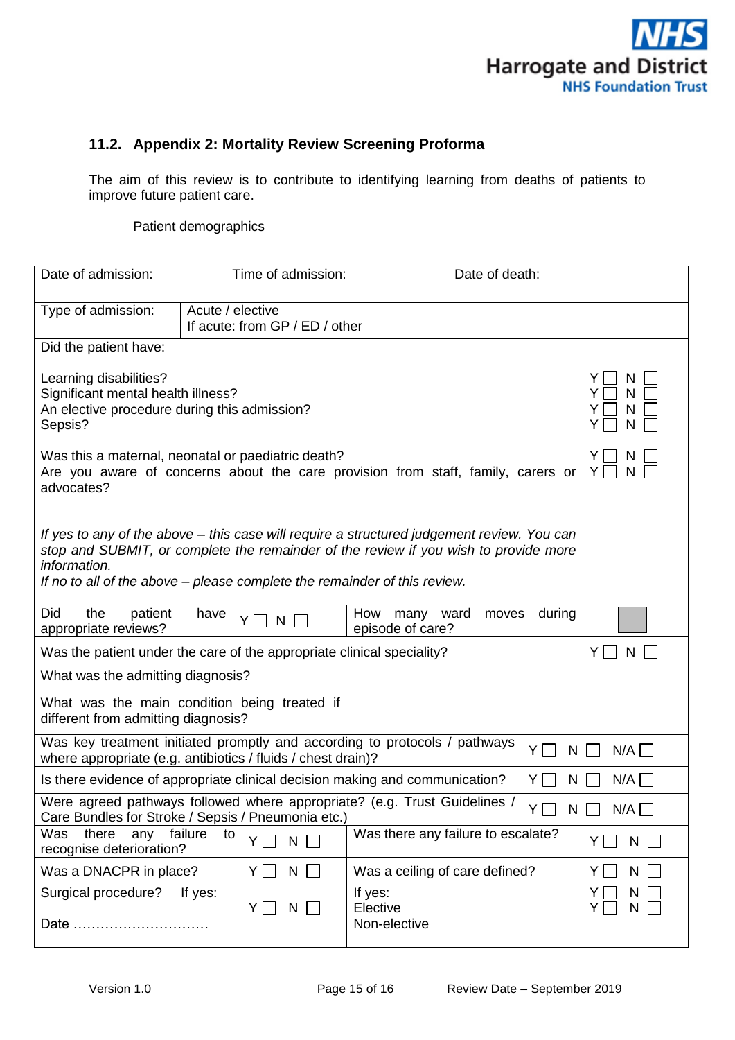## 11.2. Appendix 2: Mortality Review Screening Proforma

The aim of this review is to contribute to identifying learning from deaths of patients to improve future patient care.

Patient demographics

| Date of admission: | Time of admission: | Date of death: | |
|---|---|---|---|
| Type of admission: | Acute / elective<br>If acute: from GP / ED / other | | |
| Did the patient have:<br><br>Learning disabilities?<br>Significant mental health illness?<br>An elective procedure during this admission?<br>Sepsis?<br><br>Was this a maternal, neonatal or paediatric death?<br>Are you aware of concerns about the care provision from staff, family, carers or advocates?<br><br>*If yes to any of the above – this case will require a structured judgement review. You can stop and SUBMIT, or complete the remainder of the review if you wish to provide more information.*<br>*If no to all of the above – please complete the remainder of this review.* | | | <br><br>Y ☐ N ☐<br>Y ☐ N ☐<br>Y ☐ N ☐<br>Y ☐ N ☐<br><br>Y ☐ N ☐<br>Y ☐ N ☐ |
| Did the patient have appropriate reviews? | Y ☐ N ☐ | How many ward moves during episode of care? | ☐ |
| Was the patient under the care of the appropriate clinical speciality? | | | Y ☐ N ☐ |
| What was the admitting diagnosis? | | | |
| What was the main condition being treated if different from admitting diagnosis? | | | |
| Was key treatment initiated promptly and according to protocols / pathways where appropriate (e.g. antibiotics / fluids / chest drain)? | | | Y ☐ N ☐ N/A ☐ |
| Is there evidence of appropriate clinical decision making and communication? | | | Y ☐ N ☐ N/A ☐ |
| Were agreed pathways followed where appropriate? (e.g. Trust Guidelines / Care Bundles for Stroke / Sepsis / Pneumonia etc.) | | | Y ☐ N ☐ N/A ☐ |
| Was there any failure to recognise deterioration? | Y ☐ N ☐ | Was there any failure to escalate? | Y ☐ N ☐ |
| Was a DNACPR in place? | Y ☐ N ☐ | Was a ceiling of care defined? | Y ☐ N ☐ |
| Surgical procedure? If yes:<br><br>Date ………………………… | Y ☐ N ☐ | If yes:<br>Elective<br>Non-elective | <br>Y ☐ N ☐<br>Y ☐ N ☐ |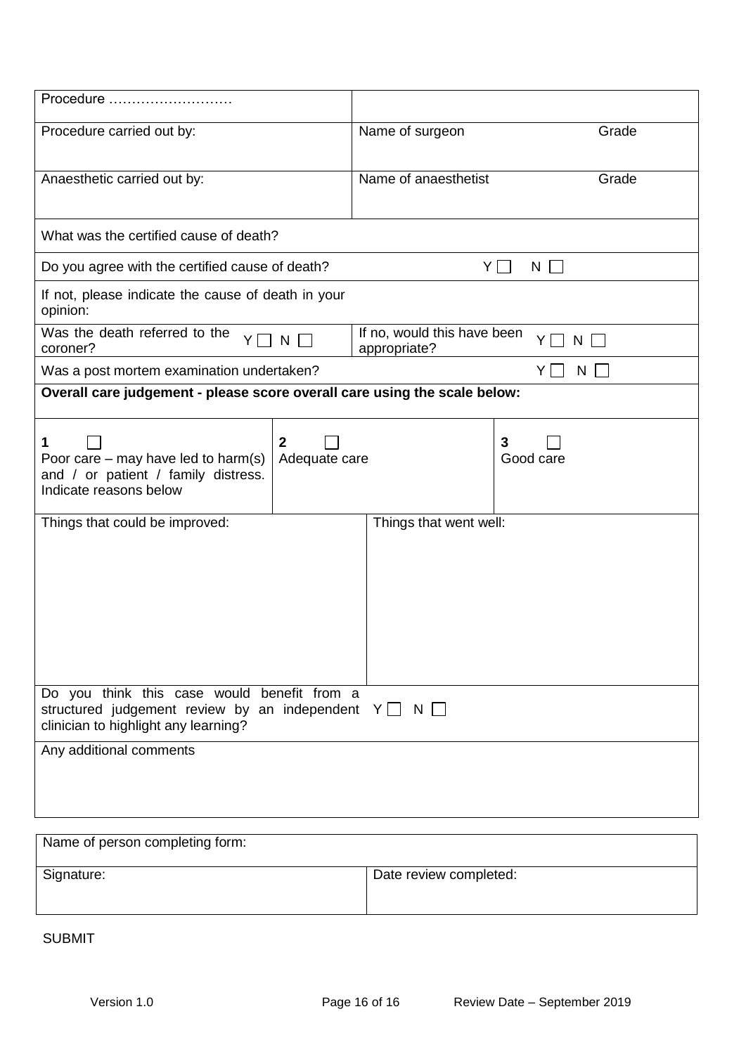| Procedure ……………………… | | | |
|---|---|---|---|
| Procedure carried out by: | | Name of surgeon | Grade |
| Anaesthetic carried out by: | | Name of anaesthetist | Grade |
| What was the certified cause of death? | | | |
| Do you agree with the certified cause of death? | | Y ☐ N ☐ | |
| If not, please indicate the cause of death in your opinion: | | | |
| Was the death referred to the coroner? | Y ☐ N ☐ | If no, would this have been appropriate? | Y ☐ N ☐ |
| Was a post mortem examination undertaken? | | Y ☐ N ☐ | |
| **Overall care judgement - please score overall care using the scale below:** | | | |
| **1** ☐ Poor care – may have led to harm(s) and / or patient / family distress. Indicate reasons below | **2** ☐ Adequate care | | **3** ☐ Good care |
| Things that could be improved: | | Things that went well: | |
| Do you think this case would benefit from a structured judgement review by an independent clinician to highlight any learning? | Y ☐ N ☐ | | |
| Any additional comments | | | |

| Name of person completing form: | |
|---|---|
| Signature: | Date review completed: |

SUBMIT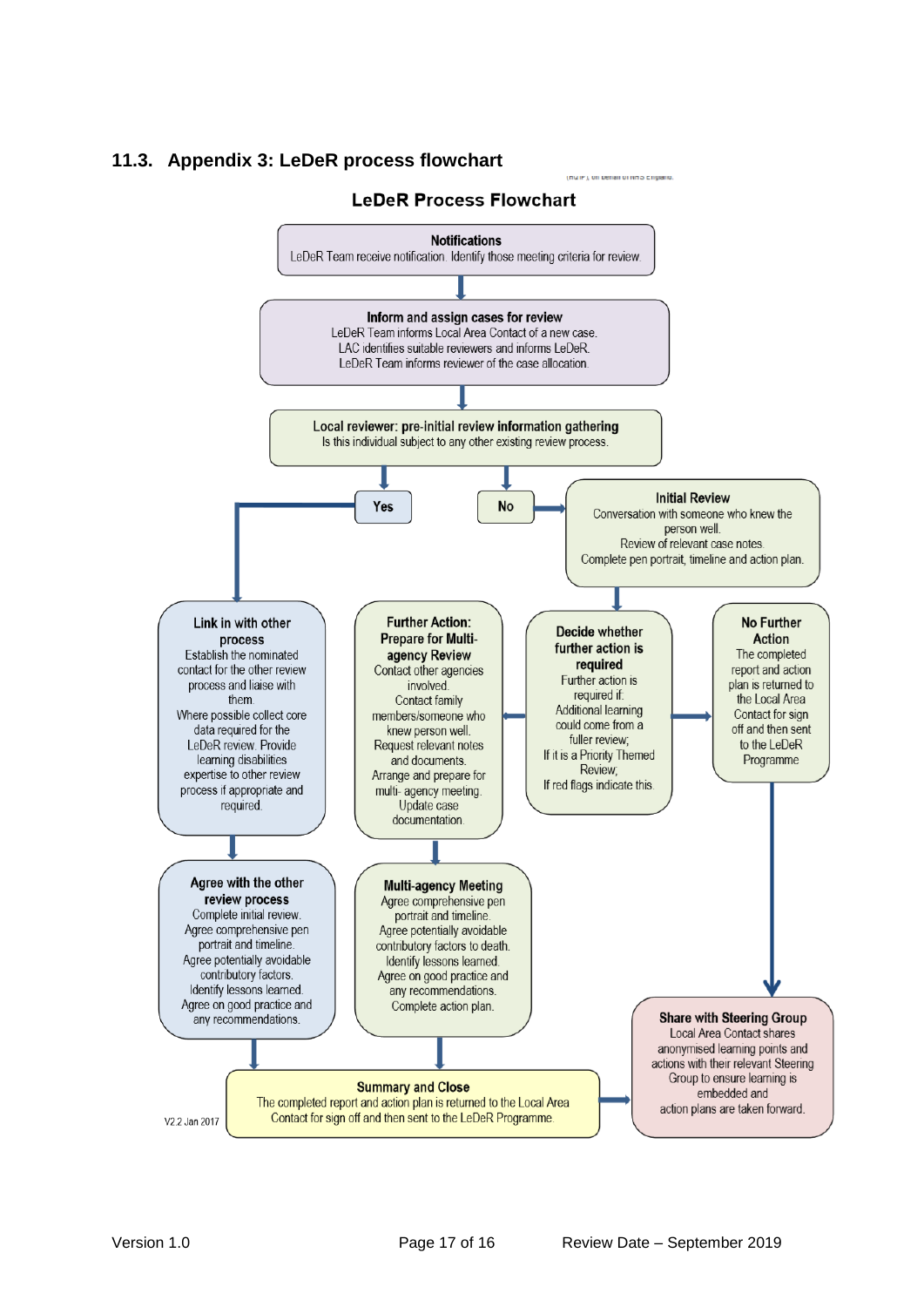## 11.3. Appendix 3: LeDeR process flowchart

**LeDeR Process Flowchart**

**Notifications**
LeDeR Team receive notification. Identify those meeting criteria for review.

**Inform and assign cases for review**
LeDeR Team informs Local Area Contact of a new case.
LAC identifies suitable reviewers and informs LeDeR.
LeDeR Team informs reviewer of the case allocation.

**Local reviewer: pre-initial review information gathering**
Is this individual subject to any other existing review process.

**Yes**

**No**

**Initial Review**
Conversation with someone who knew the person well.
Review of relevant case notes.
Complete pen portrait, timeline and action plan.

**Link in with other process**
Establish the nominated contact for the other review process and liaise with them.
Where possible collect core data required for the LeDeR review. Provide learning disabilities expertise to other review process if appropriate and required.

**Further Action: Prepare for Multi-agency Review**
Contact other agencies involved.
Contact family members/someone who knew person well.
Request relevant notes and documents.
Arrange and prepare for multi- agency meeting.
Update case documentation.

**Decide whether further action is required**
Further action is required if:
Additional learning could come from a fuller review;
If it is a Priority Themed Review;
If red flags indicate this.

**No Further Action**
The completed report and action plan is returned to the Local Area Contact for sign off and then sent to the LeDeR Programme

**Agree with the other review process**
Complete initial review.
Agree comprehensive pen portrait and timeline.
Agree potentially avoidable contributory factors.
Identify lessons learned.
Agree on good practice and any recommendations.

**Multi-agency Meeting**
Agree comprehensive pen portrait and timeline.
Agree potentially avoidable contributory factors to death.
Identify lessons learned.
Agree on good practice and any recommendations.
Complete action plan.

**Share with Steering Group**
Local Area Contact shares anonymised learning points and actions with their relevant Steering Group to ensure learning is embedded and action plans are taken forward.

**Summary and Close**
The completed report and action plan is returned to the Local Area Contact for sign off and then sent to the LeDeR Programme.

V2.2 Jan 2017

Version 1.0 Review Date – September 2019